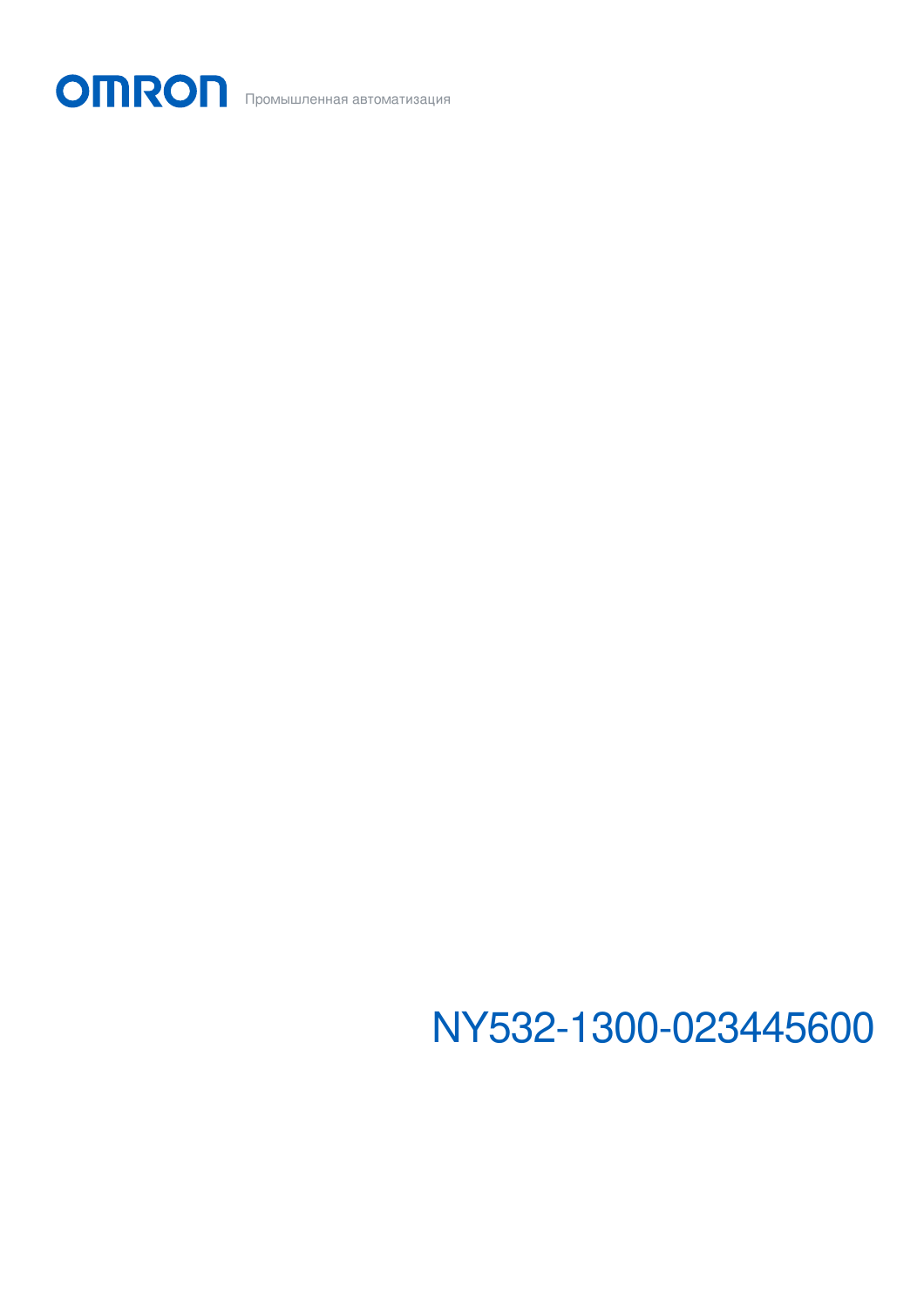OMRON Промышленная автоматизация

NY532-1300-023445600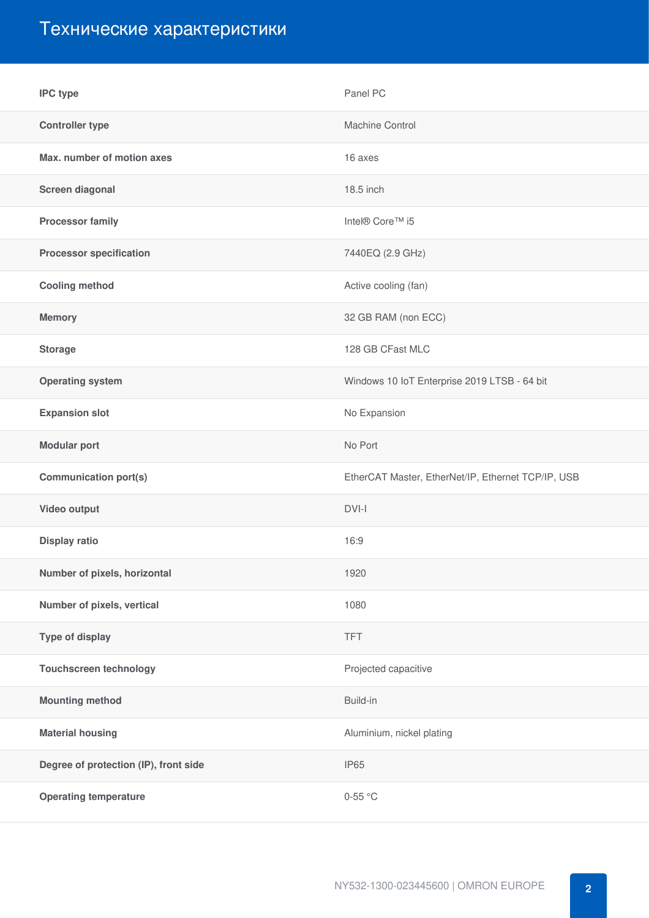# Технические характеристики

| | |
|---|---|
| **IPC type** | Panel PC |
| **Controller type** | Machine Control |
| **Max. number of motion axes** | 16 axes |
| **Screen diagonal** | 18.5 inch |
| **Processor family** | Intel® Core™ i5 |
| **Processor specification** | 7440EQ (2.9 GHz) |
| **Cooling method** | Active cooling (fan) |
| **Memory** | 32 GB RAM (non ECC) |
| **Storage** | 128 GB CFast MLC |
| **Operating system** | Windows 10 IoT Enterprise 2019 LTSB - 64 bit |
| **Expansion slot** | No Expansion |
| **Modular port** | No Port |
| **Communication port(s)** | EtherCAT Master, EtherNet/IP, Ethernet TCP/IP, USB |
| **Video output** | DVI-I |
| **Display ratio** | 16:9 |
| **Number of pixels, horizontal** | 1920 |
| **Number of pixels, vertical** | 1080 |
| **Type of display** | TFT |
| **Touchscreen technology** | Projected capacitive |
| **Mounting method** | Build-in |
| **Material housing** | Aluminium, nickel plating |
| **Degree of protection (IP), front side** | IP65 |
| **Operating temperature** | 0-55 °C |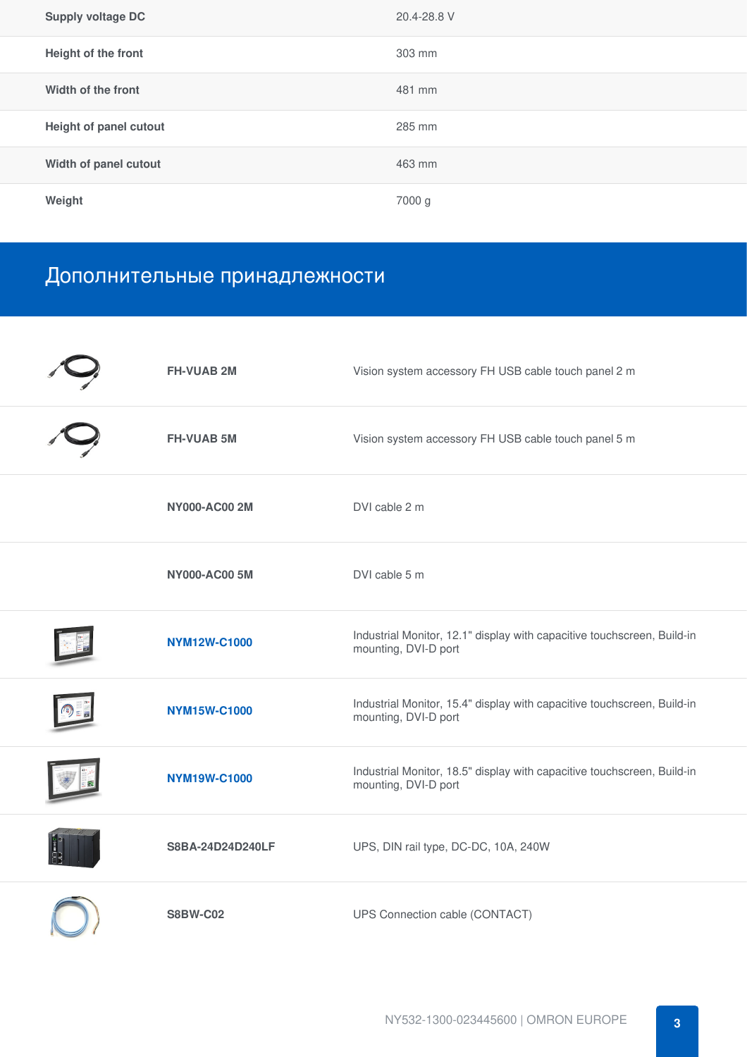| | |
|---|---|
| Supply voltage DC | 20.4-28.8 V |
| Height of the front | 303 mm |
| Width of the front | 481 mm |
| Height of panel cutout | 285 mm |
| Width of panel cutout | 463 mm |
| Weight | 7000 g |

## Дополнительные принадлежности

| | |
|---|---|
| **FH-VUAB 2M** | Vision system accessory FH USB cable touch panel 2 m |
| **FH-VUAB 5M** | Vision system accessory FH USB cable touch panel 5 m |
| **NY000-AC00 2M** | DVI cable 2 m |
| **NY000-AC00 5M** | DVI cable 5 m |
| **NYM12W-C1000** | Industrial Monitor, 12.1" display with capacitive touchscreen, Build-in mounting, DVI-D port |
| **NYM15W-C1000** | Industrial Monitor, 15.4" display with capacitive touchscreen, Build-in mounting, DVI-D port |
| **NYM19W-C1000** | Industrial Monitor, 18.5" display with capacitive touchscreen, Build-in mounting, DVI-D port |
| **S8BA-24D24D240LF** | UPS, DIN rail type, DC-DC, 10A, 240W |
| **S8BW-C02** | UPS Connection cable (CONTACT) |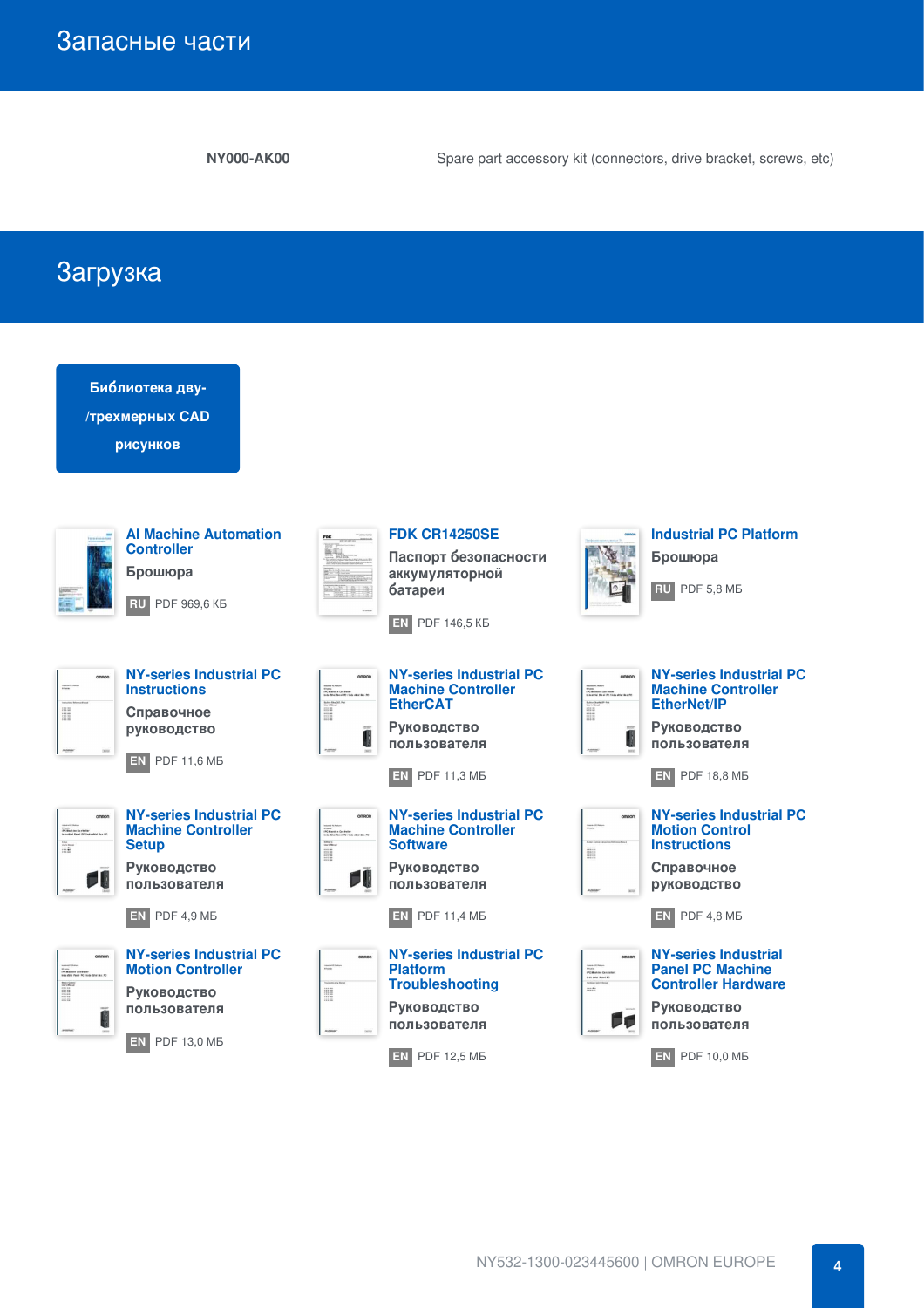## Запасные части

| | |
|---|---|
| **NY000-AK00** | Spare part accessory kit (connectors, drive bracket, screws, etc) |

## Загрузка

**Библиотека дву-/трехмерных CAD рисунков**

**AI Machine Automation Controller**
Брошюра
RU PDF 969,6 КБ

**FDK CR14250SE**
Паспорт безопасности аккумуляторной батареи
EN PDF 146,5 КБ

**Industrial PC Platform**
Брошюра
RU PDF 5,8 МБ

**NY-series Industrial PC Instructions**
Справочное руководство
EN PDF 11,6 МБ

**NY-series Industrial PC Machine Controller EtherCAT**
Руководство пользователя
EN PDF 11,3 МБ

**NY-series Industrial PC Machine Controller EtherNet/IP**
Руководство пользователя
EN PDF 18,8 МБ

**NY-series Industrial PC Machine Controller Setup**
Руководство пользователя
EN PDF 4,9 МБ

**NY-series Industrial PC Machine Controller Software**
Руководство пользователя
EN PDF 11,4 МБ

**NY-series Industrial PC Motion Control Instructions**
Справочное руководство
EN PDF 4,8 МБ

**NY-series Industrial PC Motion Controller**
Руководство пользователя
EN PDF 13,0 МБ

**NY-series Industrial PC Platform Troubleshooting**
Руководство пользователя
EN PDF 12,5 МБ

**NY-series Industrial Panel PC Machine Controller Hardware**
Руководство пользователя
EN PDF 10,0 МБ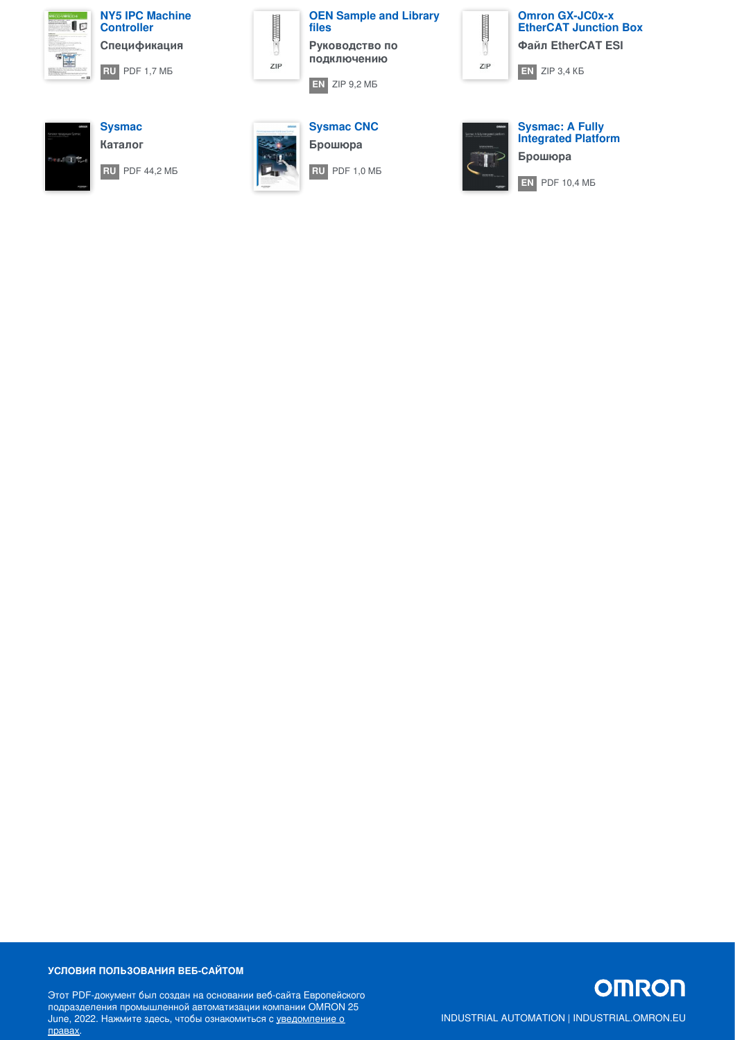**NY5 IPC Machine Controller**

Спецификация

RU PDF 1,7 МБ

**OEN Sample and Library files**

Руководство по подключению

EN ZIP 9,2 МБ

**Omron GX-JC0x-x EtherCAT Junction Box**

Файл EtherCAT ESI

EN ZIP 3,4 КБ

**Sysmac**

Каталог

RU PDF 44,2 МБ

**Sysmac CNC**

Брошюра

RU PDF 1,0 МБ

**Sysmac: A Fully Integrated Platform**

Брошюра

EN PDF 10,4 МБ

**УСЛОВИЯ ПОЛЬЗОВАНИЯ ВЕБ-САЙТОМ**

Этот PDF-документ был создан на основании веб-сайта Европейского подразделения промышленной автоматизации компании OMRON 25 June, 2022. Нажмите здесь, чтобы ознакомиться с уведомление о правах.

OMRON

INDUSTRIAL AUTOMATION | INDUSTRIAL.OMRON.EU